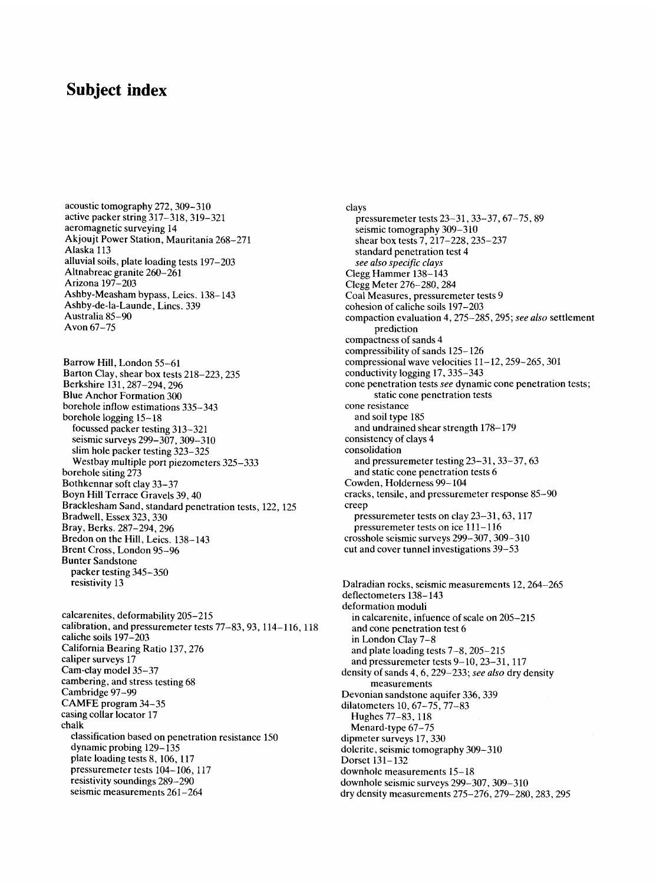# Subject index

acoustic tomography 272, 309–310
active packer string 317–318, 319–321
aeromagnetic surveying 14
Akjoujt Power Station, Mauritania 268–271
Alaska 113
alluvial soils, plate loading tests 197–203
Altnabreac granite 260–261
Arizona 197–203
Ashby-Measham bypass, Leics. 138–143
Ashby-de-la-Launde, Lincs. 339
Australia 85–90
Avon 67–75

Barrow Hill, London 55–61
Barton Clay, shear box tests 218–223, 235
Berkshire 131, 287–294, 296
Blue Anchor Formation 300
borehole inflow estimations 335–343
borehole logging 15–18
  focussed packer testing 313–321
  seismic surveys 299–307, 309–310
  slim hole packer testing 323–325
  Westbay multiple port piezometers 325–333
borehole siting 273
Bothkennar soft clay 33–37
Boyn Hill Terrace Gravels 39, 40
Bracklesham Sand, standard penetration tests, 122, 125
Bradwell, Essex 323, 330
Bray, Berks. 287–294, 296
Bredon on the Hill, Leics. 138–143
Brent Cross, London 95–96
Bunter Sandstone
  packer testing 345–350
  resistivity 13

calcarenites, deformability 205–215
calibration, and pressuremeter tests 77–83, 93, 114–116, 118
caliche soils 197–203
California Bearing Ratio 137, 276
caliper surveys 17
Cam-clay model 35–37
cambering, and stress testing 68
Cambridge 97–99
CAMFE program 34–35
casing collar locator 17
chalk
  classification based on penetration resistance 150
  dynamic probing 129–135
  plate loading tests 8, 106, 117
  pressuremeter tests 104–106, 117
  resistivity soundings 289–290
  seismic measurements 261–264

clays
  pressuremeter tests 23–31, 33–37, 67–75, 89
  seismic tomography 309–310
  shear box tests 7, 217–228, 235–237
  standard penetration test 4
  *see also specific clays*
Clegg Hammer 138–143
Clegg Meter 276–280, 284
Coal Measures, pressuremeter tests 9
cohesion of caliche soils 197–203
compaction evaluation 4, 275–285, 295; *see also* settlement prediction
compactness of sands 4
compressibility of sands 125–126
compressional wave velocities 11–12, 259–265, 301
conductivity logging 17, 335–343
cone penetration tests *see* dynamic cone penetration tests; static cone penetration tests
cone resistance
  and soil type 185
  and undrained shear strength 178–179
consistency of clays 4
consolidation
  and pressuremeter testing 23–31, 33–37, 63
  and static cone penetration tests 6
Cowden, Holderness 99–104
cracks, tensile, and pressuremeter response 85–90
creep
  pressuremeter tests on clay 23–31, 63, 117
  pressuremeter tests on ice 111–116
crosshole seismic surveys 299–307, 309–310
cut and cover tunnel investigations 39–53

Dalradian rocks, seismic measurements 12, 264–265
deflectometers 138–143
deformation moduli
  in calcarenite, infuence of scale on 205–215
  and cone penetration test 6
  in London Clay 7–8
  and plate loading tests 7–8, 205–215
  and pressuremeter tests 9–10, 23–31, 117
density of sands 4, 6, 229–233; *see also* dry density measurements
Devonian sandstone aquifer 336, 339
dilatometers 10, 67–75, 77–83
  Hughes 77–83, 118
  Menard-type 67–75
dipmeter surveys 17, 330
dolerite, seismic tomography 309–310
Dorset 131–132
downhole measurements 15–18
downhole seismic surveys 299–307, 309–310
dry density measurements 275–276, 279–280, 283, 295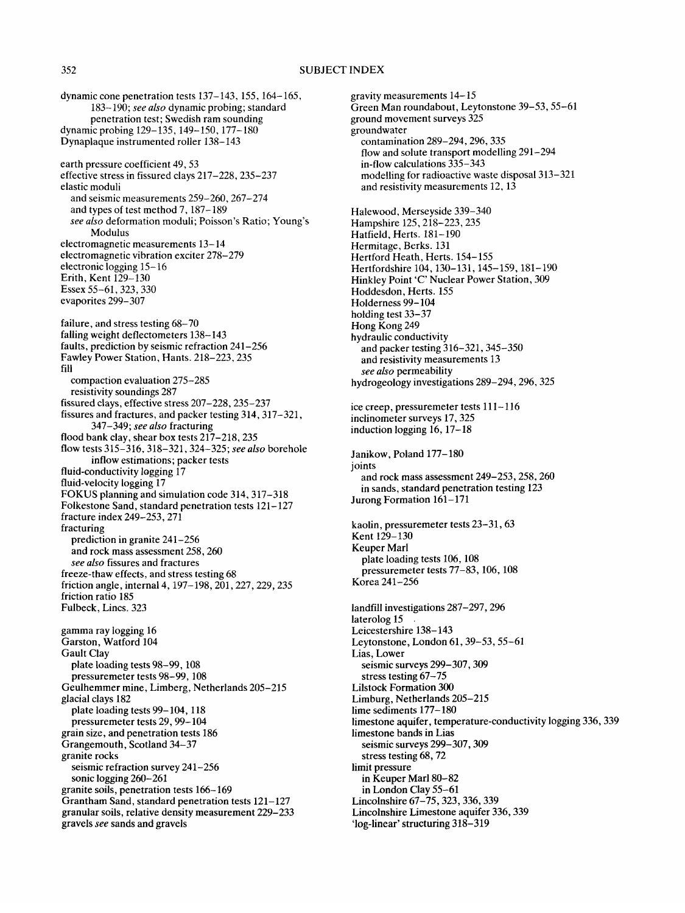# SUBJECT INDEX

dynamic cone penetration tests 137–143, 155, 164–165, 183–190; *see also* dynamic probing; standard penetration test; Swedish ram sounding
dynamic probing 129–135, 149–150, 177–180
Dynaplaque instrumented roller 138–143

earth pressure coefficient 49, 53
effective stress in fissured clays 217–228, 235–237
elastic moduli
  and seismic measurements 259–260, 267–274
  and types of test method 7, 187–189
  *see also* deformation moduli; Poisson's Ratio; Young's Modulus
electromagnetic measurements 13–14
electromagnetic vibration exciter 278–279
electronic logging 15–16
Erith, Kent 129–130
Essex 55–61, 323, 330
evaporites 299–307

failure, and stress testing 68–70
falling weight deflectometers 138–143
faults, prediction by seismic refraction 241–256
Fawley Power Station, Hants. 218–223, 235
fill
  compaction evaluation 275–285
  resistivity soundings 287
fissured clays, effective stress 207–228, 235–237
fissures and fractures, and packer testing 314, 317–321, 347–349; *see also* fracturing
flood bank clay, shear box tests 217–218, 235
flow tests 315–316, 318–321, 324–325; *see also* borehole inflow estimations; packer tests
fluid-conductivity logging 17
fluid-velocity logging 17
FOKUS planning and simulation code 314, 317–318
Folkestone Sand, standard penetration tests 121–127
fracture index 249–253, 271
fracturing
  prediction in granite 241–256
  and rock mass assessment 258, 260
  *see also* fissures and fractures
freeze-thaw effects, and stress testing 68
friction angle, internal 4, 197–198, 201, 227, 229, 235
friction ratio 185
Fulbeck, Lincs. 323

gamma ray logging 16
Garston, Watford 104
Gault Clay
  plate loading tests 98–99, 108
  pressuremeter tests 98–99, 108
Geulhemmer mine, Limberg, Netherlands 205–215
glacial clays 182
  plate loading tests 99–104, 118
  pressuremeter tests 29, 99–104
grain size, and penetration tests 186
Grangemouth, Scotland 34–37
granite rocks
  seismic refraction survey 241–256
  sonic logging 260–261
granite soils, penetration tests 166–169
Grantham Sand, standard penetration tests 121–127
granular soils, relative density measurement 229–233
gravels *see* sands and gravels

gravity measurements 14–15
Green Man roundabout, Leytonstone 39–53, 55–61
ground movement surveys 325
groundwater
  contamination 289–294, 296, 335
  flow and solute transport modelling 291–294
  in-flow calculations 335–343
  modelling for radioactive waste disposal 313–321
  and resistivity measurements 12, 13

Halewood, Merseyside 339–340
Hampshire 125, 218–223, 235
Hatfield, Herts. 181–190
Hermitage, Berks. 131
Hertford Heath, Herts. 154–155
Hertfordshire 104, 130–131, 145–159, 181–190
Hinkley Point 'C' Nuclear Power Station, 309
Hoddesdon, Herts. 155
Holderness 99–104
holding test 33–37
Hong Kong 249
hydraulic conductivity
  and packer testing 316–321, 345–350
  and resistivity measurements 13
  *see also* permeability
hydrogeology investigations 289–294, 296, 325

ice creep, pressuremeter tests 111–116
inclinometer surveys 17, 325
induction logging 16, 17–18

Janikow, Poland 177–180
joints
  and rock mass assessment 249–253, 258, 260
  in sands, standard penetration testing 123
Jurong Formation 161–171

kaolin, pressuremeter tests 23–31, 63
Kent 129–130
Keuper Marl
  plate loading tests 106, 108
  pressuremeter tests 77–83, 106, 108
Korea 241–256

landfill investigations 287–297, 296
laterolog 15
Leicestershire 138–143
Leytonstone, London 61, 39–53, 55–61
Lias, Lower
  seismic surveys 299–307, 309
  stress testing 67–75
Lilstock Formation 300
Limburg, Netherlands 205–215
lime sediments 177–180
limestone aquifer, temperature-conductivity logging 336, 339
limestone bands in Lias
  seismic surveys 299–307, 309
  stress testing 68, 72
limit pressure
  in Keuper Marl 80–82
  in London Clay 55–61
Lincolnshire 67–75, 323, 336, 339
Lincolnshire Limestone aquifer 336, 339
'log-linear' structuring 318–319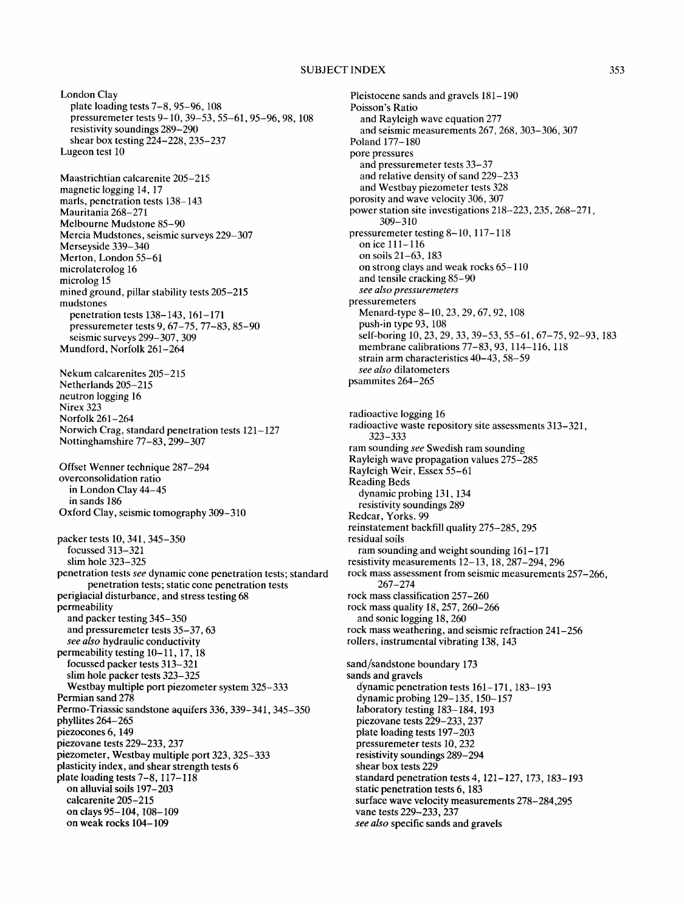London Clay
- plate loading tests 7–8, 95–96, 108
- pressuremeter tests 9–10, 39–53, 55–61, 95–96, 98, 108
- resistivity soundings 289–290
- shear box testing 224–228, 235–237

Lugeon test 10

Maastrichtian calcarenite 205–215
magnetic logging 14, 17
marls, penetration tests 138–143
Mauritania 268–271
Melbourne Mudstone 85–90
Mercia Mudstones, seismic surveys 229–307
Merseyside 339–340
Merton, London 55–61
microlaterolog 16
microlog 15
mined ground, pillar stability tests 205–215
mudstones
- penetration tests 138–143, 161–171
- pressuremeter tests 9, 67–75, 77–83, 85–90
- seismic surveys 299–307, 309

Mundford, Norfolk 261–264

Nekum calcarenites 205–215
Netherlands 205–215
neutron logging 16
Nirex 323
Norfolk 261–264
Norwich Crag, standard penetration tests 121–127
Nottinghamshire 77–83, 299–307

Offset Wenner technique 287–294
overconsolidation ratio
- in London Clay 44–45
- in sands 186

Oxford Clay, seismic tomography 309–310

packer tests 10, 341, 345–350
- focussed 313–321
- slim hole 323–325

penetration tests *see* dynamic cone penetration tests; standard penetration tests; static cone penetration tests
periglacial disturbance, and stress testing 68
permeability
- and packer testing 345–350
- and pressuremeter tests 35–37, 63
- *see also* hydraulic conductivity

permeability testing 10–11, 17, 18
- focussed packer tests 313–321
- slim hole packer tests 323–325
- Westbay multiple port piezometer system 325–333

Permian sand 278
Permo-Triassic sandstone aquifers 336, 339–341, 345–350
phyllites 264–265
piezocones 6, 149
piezovane tests 229–233, 237
piezometer, Westbay multiple port 323, 325–333
plasticity index, and shear strength tests 6
plate loading tests 7–8, 117–118
- on alluvial soils 197–203
- calcarenite 205–215
- on clays 95–104, 108–109
- on weak rocks 104–109

Pleistocene sands and gravels 181–190
Poisson's Ratio
- and Rayleigh wave equation 277
- and seismic measurements 267, 268, 303–306, 307

Poland 177–180
pore pressures
- and pressuremeter tests 33–37
- and relative density of sand 229–233
- and Westbay piezometer tests 328

porosity and wave velocity 306, 307
power station site investigations 218–223, 235, 268–271, 309–310
pressuremeter testing 8–10, 117–118
- on ice 111–116
- on soils 21–63, 183
- on strong clays and weak rocks 65–110
- and tensile cracking 85–90
- *see also pressuremeters*

pressuremeters
- Menard-type 8–10, 23, 29, 67, 92, 108
- push-in type 93, 108
- self-boring 10, 23, 29, 33, 39–53, 55–61, 67–75, 92–93, 183
- membrane calibrations 77–83, 93, 114–116, 118
- strain arm characteristics 40–43, 58–59
- *see also* dilatometers

psammites 264–265

radioactive logging 16
radioactive waste repository site assessments 313–321, 323–333
ram sounding *see* Swedish ram sounding
Rayleigh wave propagation values 275–285
Rayleigh Weir, Essex 55–61
Reading Beds
- dynamic probing 131, 134
- resistivity soundings 289

Redcar, Yorks. 99
reinstatement backfill quality 275–285, 295
residual soils
- ram sounding and weight sounding 161–171

resistivity measurements 12–13, 18, 287–294, 296
rock mass assessment from seismic measurements 257–266, 267–274
rock mass classification 257–260
rock mass quality 18, 257, 260–266
- and sonic logging 18, 260

rock mass weathering, and seismic refraction 241–256
rollers, instrumental vibrating 138, 143

sand/sandstone boundary 173
sands and gravels
- dynamic penetration tests 161–171, 183–193
- dynamic probing 129–135, 150–157
- laboratory testing 183–184, 193
- piezovane tests 229–233, 237
- plate loading tests 197–203
- pressuremeter tests 10, 232
- resistivity soundings 289–294
- shear box tests 229
- standard penetration tests 4, 121–127, 173, 183–193
- static penetration tests 6, 183
- surface wave velocity measurements 278–284, 295
- vane tests 229–233, 237
- *see also* specific sands and gravels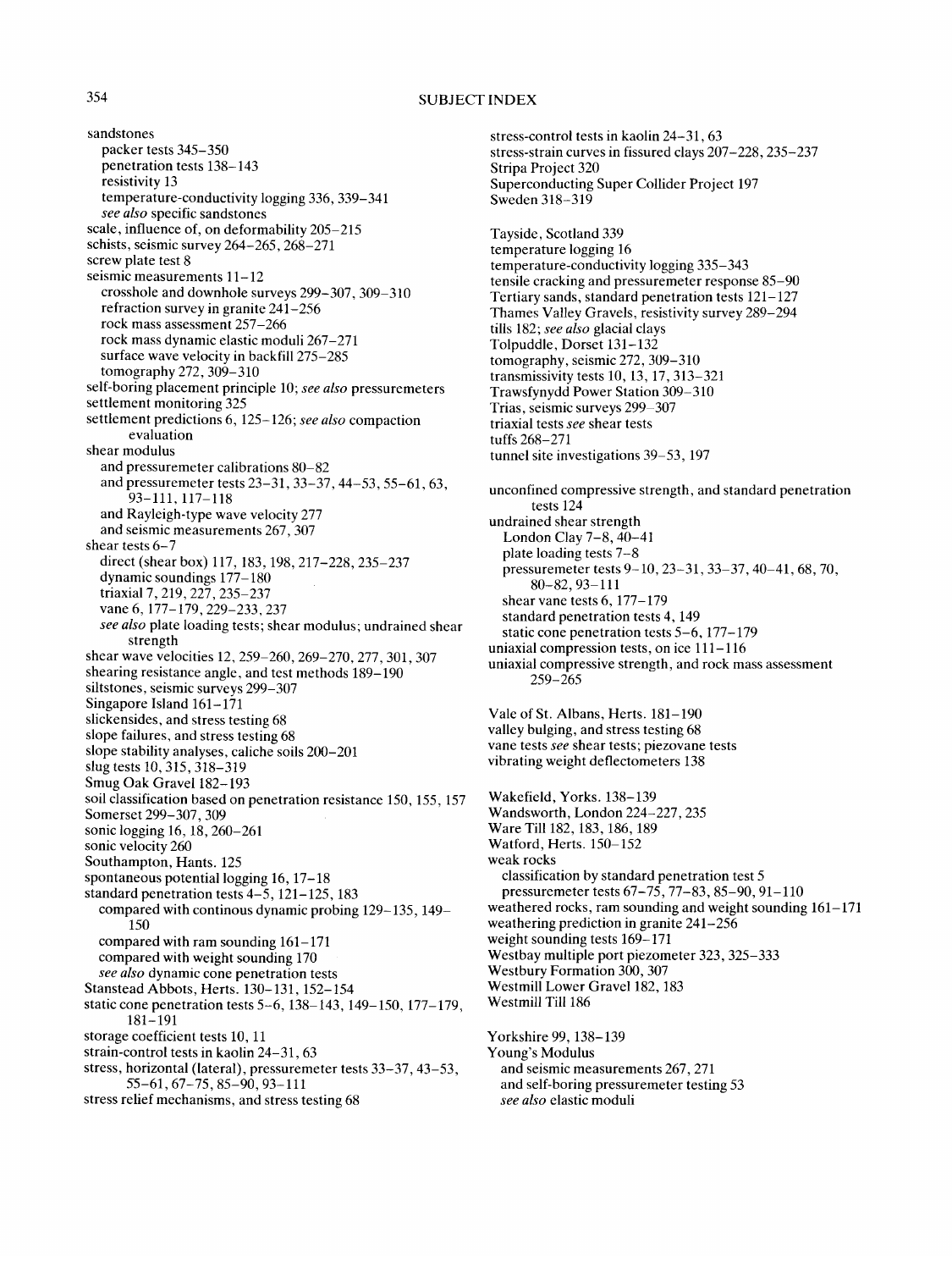sandstones
  packer tests 345–350
  penetration tests 138–143
  resistivity 13
  temperature-conductivity logging 336, 339–341
  *see also* specific sandstones
scale, influence of, on deformability 205–215
schists, seismic survey 264–265, 268–271
screw plate test 8
seismic measurements 11–12
  crosshole and downhole surveys 299–307, 309–310
  refraction survey in granite 241–256
  rock mass assessment 257–266
  rock mass dynamic elastic moduli 267–271
  surface wave velocity in backfill 275–285
  tomography 272, 309–310
self-boring placement principle 10; *see also* pressuremeters
settlement monitoring 325
settlement predictions 6, 125–126; *see also* compaction evaluation
shear modulus
  and pressuremeter calibrations 80–82
  and pressuremeter tests 23–31, 33–37, 44–53, 55–61, 63, 93–111, 117–118
  and Rayleigh-type wave velocity 277
  and seismic measurements 267, 307
shear tests 6–7
  direct (shear box) 117, 183, 198, 217–228, 235–237
  dynamic soundings 177–180
  triaxial 7, 219, 227, 235–237
  vane 6, 177–179, 229–233, 237
  *see also* plate loading tests; shear modulus; undrained shear strength
shear wave velocities 12, 259–260, 269–270, 277, 301, 307
shearing resistance angle, and test methods 189–190
siltstones, seismic surveys 299–307
Singapore Island 161–171
slickensides, and stress testing 68
slope failures, and stress testing 68
slope stability analyses, caliche soils 200–201
slug tests 10, 315, 318–319
Smug Oak Gravel 182–193
soil classification based on penetration resistance 150, 155, 157
Somerset 299–307, 309
sonic logging 16, 18, 260–261
sonic velocity 260
Southampton, Hants. 125
spontaneous potential logging 16, 17–18
standard penetration tests 4–5, 121–125, 183
  compared with continous dynamic probing 129–135, 149–150
  compared with ram sounding 161–171
  compared with weight sounding 170
  *see also* dynamic cone penetration tests
Stanstead Abbots, Herts. 130–131, 152–154
static cone penetration tests 5–6, 138–143, 149–150, 177–179, 181–191
storage coefficient tests 10, 11
strain-control tests in kaolin 24–31, 63
stress, horizontal (lateral), pressuremeter tests 33–37, 43–53, 55–61, 67–75, 85–90, 93–111
stress relief mechanisms, and stress testing 68
stress-control tests in kaolin 24–31, 63
stress-strain curves in fissured clays 207–228, 235–237
Stripa Project 320
Superconducting Super Collider Project 197
Sweden 318–319

Tayside, Scotland 339
temperature logging 16
temperature-conductivity logging 335–343
tensile cracking and pressuremeter response 85–90
Tertiary sands, standard penetration tests 121–127
Thames Valley Gravels, resistivity survey 289–294
tills 182; *see also* glacial clays
Tolpuddle, Dorset 131–132
tomography, seismic 272, 309–310
transmissivity tests 10, 13, 17, 313–321
Trawsfynydd Power Station 309–310
Trias, seismic surveys 299–307
triaxial tests *see* shear tests
tuffs 268–271
tunnel site investigations 39–53, 197

unconfined compressive strength, and standard penetration tests 124
undrained shear strength
  London Clay 7–8, 40–41
  plate loading tests 7–8
  pressuremeter tests 9–10, 23–31, 33–37, 40–41, 68, 70, 80–82, 93–111
  shear vane tests 6, 177–179
  standard penetration tests 4, 149
  static cone penetration tests 5–6, 177–179
uniaxial compression tests, on ice 111–116
uniaxial compressive strength, and rock mass assessment 259–265

Vale of St. Albans, Herts. 181–190
valley bulging, and stress testing 68
vane tests *see* shear tests; piezovane tests
vibrating weight deflectometers 138

Wakefield, Yorks. 138–139
Wandsworth, London 224–227, 235
Ware Till 182, 183, 186, 189
Watford, Herts. 150–152
weak rocks
  classification by standard penetration test 5
  pressuremeter tests 67–75, 77–83, 85–90, 91–110
weathered rocks, ram sounding and weight sounding 161–171
weathering prediction in granite 241–256
weight sounding tests 169–171
Westbay multiple port piezometer 323, 325–333
Westbury Formation 300, 307
Westmill Lower Gravel 182, 183
Westmill Till 186

Yorkshire 99, 138–139
Young's Modulus
  and seismic measurements 267, 271
  and self-boring pressuremeter testing 53
  *see also* elastic moduli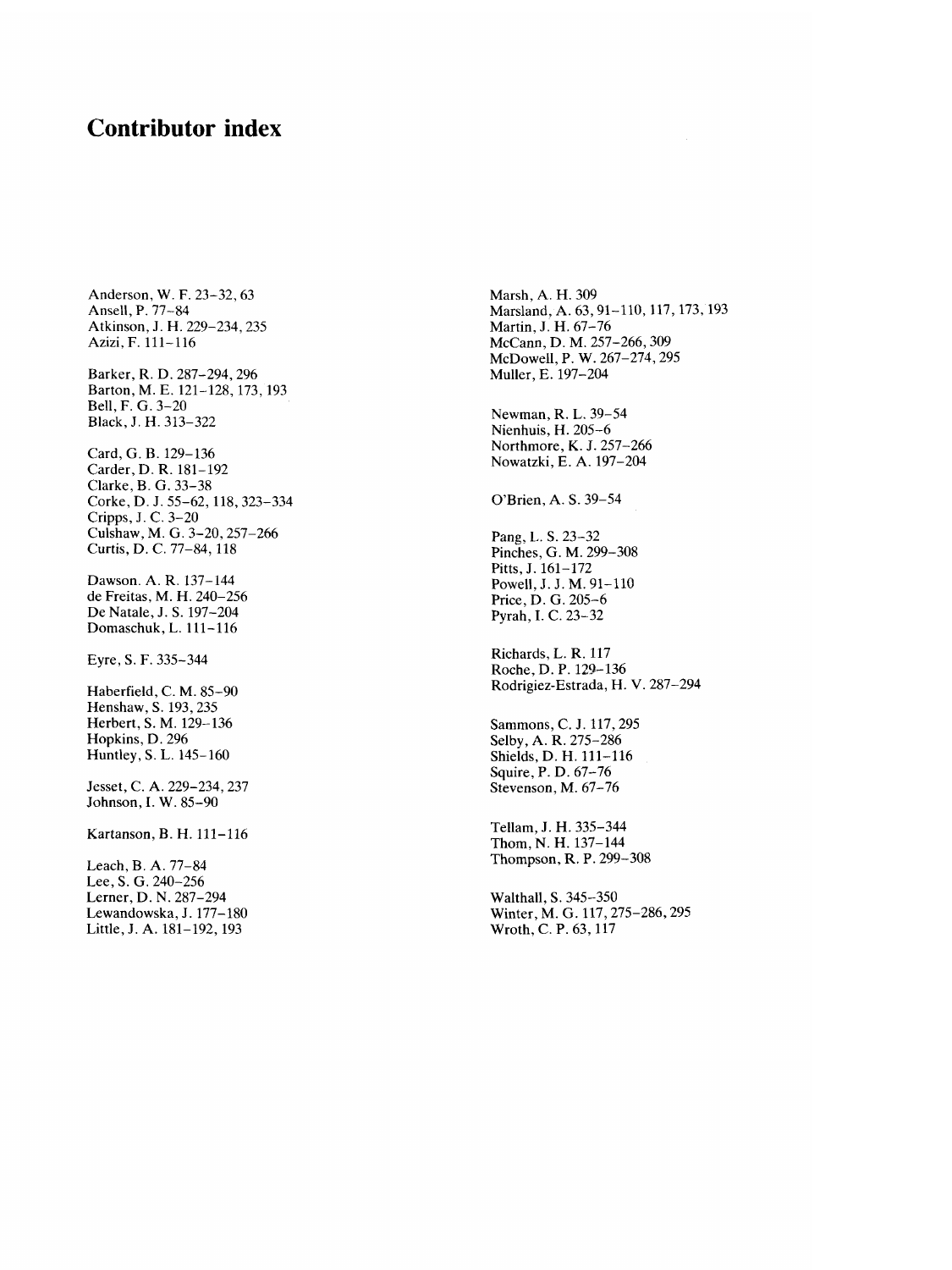# Contributor index

Anderson, W. F. 23–32, 63
Ansell, P. 77–84
Atkinson, J. H. 229–234, 235
Azizi, F. 111–116

Barker, R. D. 287–294, 296
Barton, M. E. 121–128, 173, 193
Bell, F. G. 3–20
Black, J. H. 313–322

Card, G. B. 129–136
Carder, D. R. 181–192
Clarke, B. G. 33–38
Corke, D. J. 55–62, 118, 323–334
Cripps, J. C. 3–20
Culshaw, M. G. 3–20, 257–266
Curtis, D. C. 77–84, 118

Dawson. A. R. 137–144
de Freitas, M. H. 240–256
De Natale, J. S. 197–204
Domaschuk, L. 111–116

Eyre, S. F. 335–344

Haberfield, C. M. 85–90
Henshaw, S. 193, 235
Herbert, S. M. 129–136
Hopkins, D. 296
Huntley, S. L. 145–160

Jesset, C. A. 229–234, 237
Johnson, I. W. 85–90

Kartanson, B. H. 111–116

Leach, B. A. 77–84
Lee, S. G. 240–256
Lerner, D. N. 287–294
Lewandowska, J. 177–180
Little, J. A. 181–192, 193

Marsh, A. H. 309
Marsland, A. 63, 91–110, 117, 173, 193
Martin, J. H. 67–76
McCann, D. M. 257–266, 309
McDowell, P. W. 267–274, 295
Muller, E. 197–204

Newman, R. L. 39–54
Nienhuis, H. 205–6
Northmore, K. J. 257–266
Nowatzki, E. A. 197–204

O'Brien, A. S. 39–54

Pang, L. S. 23–32
Pinches, G. M. 299–308
Pitts, J. 161–172
Powell, J. J. M. 91–110
Price, D. G. 205–6
Pyrah, I. C. 23–32

Richards, L. R. 117
Roche, D. P. 129–136
Rodrigiez-Estrada, H. V. 287–294

Sammons, C. J. 117, 295
Selby, A. R. 275–286
Shields, D. H. 111–116
Squire, P. D. 67–76
Stevenson, M. 67–76

Tellam, J. H. 335–344
Thom, N. H. 137–144
Thompson, R. P. 299–308

Walthall, S. 345–350
Winter, M. G. 117, 275–286, 295
Wroth, C. P. 63, 117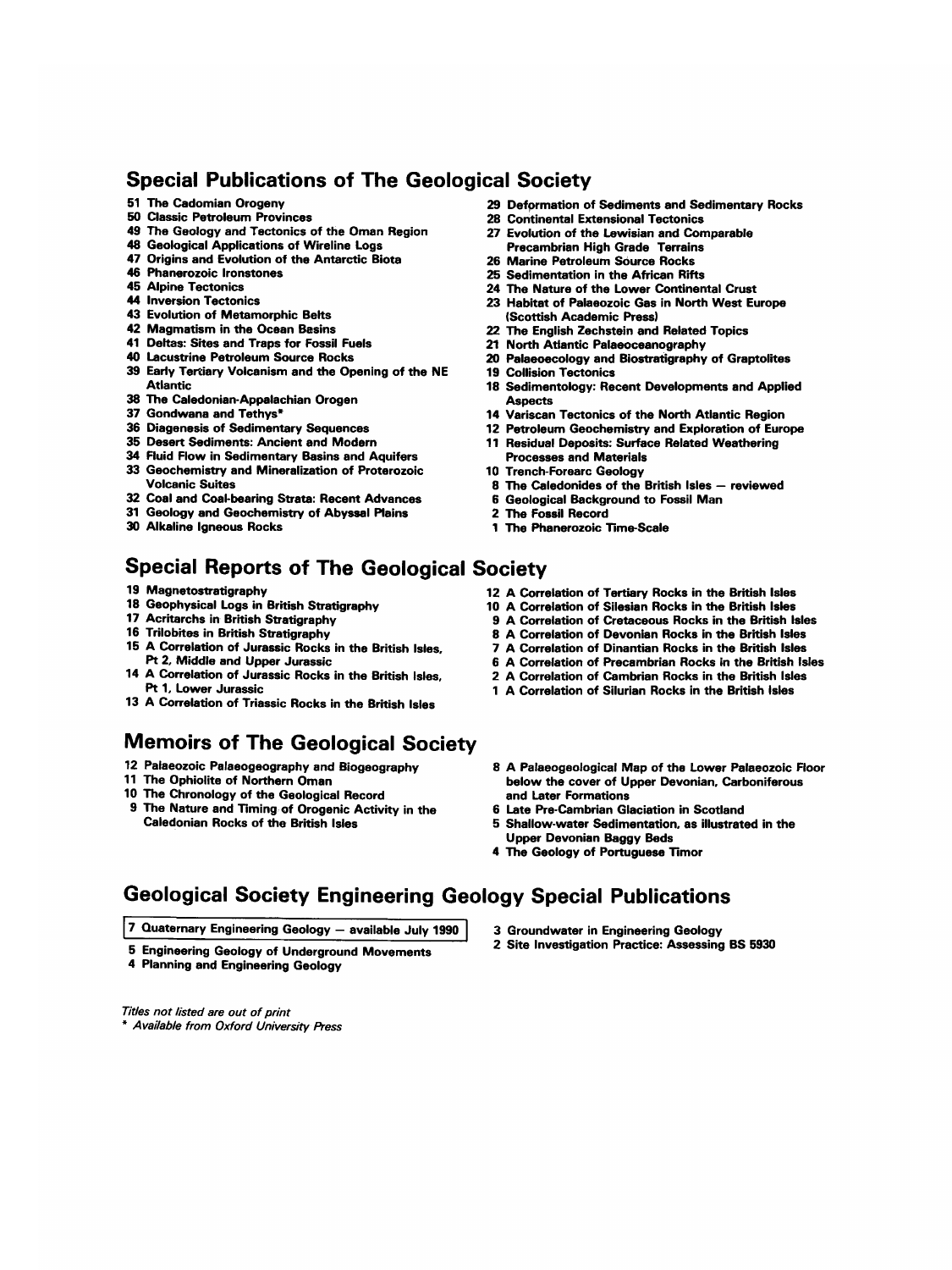## Special Publications of The Geological Society

51 The Cadomian Orogeny
50 Classic Petroleum Provinces
49 The Geology and Tectonics of the Oman Region
48 Geological Applications of Wireline Logs
47 Origins and Evolution of the Antarctic Biota
46 Phanerozoic Ironstones
45 Alpine Tectonics
44 Inversion Tectonics
43 Evolution of Metamorphic Belts
42 Magmatism in the Ocean Basins
41 Deltas: Sites and Traps for Fossil Fuels
40 Lacustrine Petroleum Source Rocks
39 Early Tertiary Volcanism and the Opening of the NE Atlantic
38 The Caledonian-Appalachian Orogen
37 Gondwana and Tethys*
36 Diagenesis of Sedimentary Sequences
35 Desert Sediments: Ancient and Modern
34 Fluid Flow in Sedimentary Basins and Aquifers
33 Geochemistry and Mineralization of Proterozoic Volcanic Suites
32 Coal and Coal-bearing Strata: Recent Advances
31 Geology and Geochemistry of Abyssal Plains
30 Alkaline Igneous Rocks
29 Deformation of Sediments and Sedimentary Rocks
28 Continental Extensional Tectonics
27 Evolution of the Lewisian and Comparable Precambrian High Grade Terrains
26 Marine Petroleum Source Rocks
25 Sedimentation in the African Rifts
24 The Nature of the Lower Continental Crust
23 Habitat of Palaeozoic Gas in North West Europe (Scottish Academic Press)
22 The English Zechstein and Related Topics
21 North Atlantic Palaeoceanography
20 Palaeoecology and Biostratigraphy of Graptolites
19 Collision Tectonics
18 Sedimentology: Recent Developments and Applied Aspects
14 Variscan Tectonics of the North Atlantic Region
12 Petroleum Geochemistry and Exploration of Europe
11 Residual Deposits: Surface Related Weathering Processes and Materials
10 Trench-Forearc Geology
8 The Caledonides of the British Isles — reviewed
6 Geological Background to Fossil Man
2 The Fossil Record
1 The Phanerozoic Time-Scale

## Special Reports of The Geological Society

19 Magnetostratigraphy
18 Geophysical Logs in British Stratigraphy
17 Acritarchs in British Stratigraphy
16 Trilobites in British Stratigraphy
15 A Correlation of Jurassic Rocks in the British Isles, Pt 2, Middle and Upper Jurassic
14 A Correlation of Jurassic Rocks in the British Isles, Pt 1, Lower Jurassic
13 A Correlation of Triassic Rocks in the British Isles
12 A Correlation of Tertiary Rocks in the British Isles
10 A Correlation of Silesian Rocks in the British Isles
9 A Correlation of Cretaceous Rocks in the British Isles
8 A Correlation of Devonian Rocks in the British Isles
7 A Correlation of Dinantian Rocks in the British Isles
6 A Correlation of Precambrian Rocks in the British Isles
2 A Correlation of Cambrian Rocks in the British Isles
1 A Correlation of Silurian Rocks in the British Isles

## Memoirs of The Geological Society

12 Palaeozoic Palaeogeography and Biogeography
11 The Ophiolite of Northern Oman
10 The Chronology of the Geological Record
9 The Nature and Timing of Orogenic Activity in the Caledonian Rocks of the British Isles
8 A Palaeogeological Map of the Lower Palaeozoic Floor below the cover of Upper Devonian, Carboniferous and Later Formations
6 Late Pre-Cambrian Glaciation in Scotland
5 Shallow-water Sedimentation, as illustrated in the Upper Devonian Baggy Beds
4 The Geology of Portuguese Timor

## Geological Society Engineering Geology Special Publications

7 Quaternary Engineering Geology — available July 1990
5 Engineering Geology of Underground Movements
4 Planning and Engineering Geology
3 Groundwater in Engineering Geology
2 Site Investigation Practice: Assessing BS 5930

*Titles not listed are out of print*
\* *Available from Oxford University Press*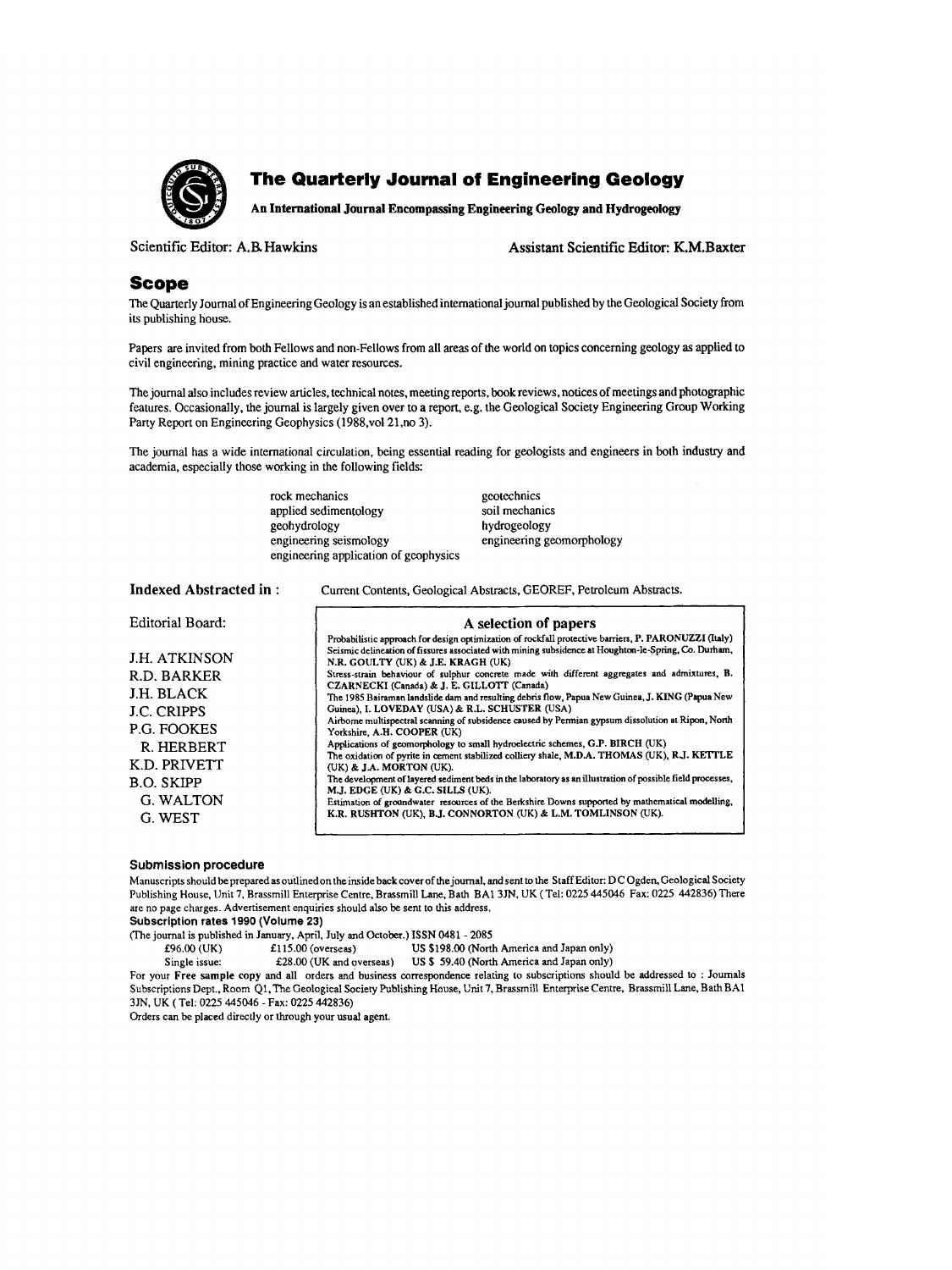# The Quarterly Journal of Engineering Geology

**An International Journal Encompassing Engineering Geology and Hydrogeology**

Scientific Editor: A.B. Hawkins

Assistant Scientific Editor: K.M.Baxter

## Scope

The Quarterly Journal of Engineering Geology is an established international journal published by the Geological Society from its publishing house.

Papers are invited from both Fellows and non-Fellows from all areas of the world on topics concerning geology as applied to civil engineering, mining practice and water resources.

The journal also includes review articles, technical notes, meeting reports, book reviews, notices of meetings and photographic features. Occasionally, the journal is largely given over to a report, e.g. the Geological Society Engineering Group Working Party Report on Engineering Geophysics (1988, vol 21, no 3).

The journal has a wide international circulation, being essential reading for geologists and engineers in both industry and academia, especially those working in the following fields:

- rock mechanics
- applied sedimentology
- geohydrology
- engineering seismology
- engineering application of geophysics
- geotechnics
- soil mechanics
- hydrogeology
- engineering geomorphology

**Indexed Abstracted in:** Current Contents, Geological Abstracts, GEOREF, Petroleum Abstracts.

Editorial Board:

J.H. ATKINSON
R.D. BARKER
J.H. BLACK
J.C. CRIPPS
P.G. FOOKES
R. HERBERT
K.D. PRIVETT
B.O. SKIPP
G. WALTON
G. WEST

### A selection of papers

Probabilistic approach for design optimization of rockfall protective barriers, **P. PARONUZZI** (Italy)

Seismic delineation of fissures associated with mining subsidence at Houghton-le-Spring, Co. Durham, **N.R. GOULTY** (UK) & **J.E. KRAGH** (UK)

Stress-strain behaviour of sulphur concrete made with different aggregates and admixtures, **B. CZARNECKI** (Canada) & **J. E. GILLOTT** (Canada)

The 1985 Bairaman landslide dam and resulting debris flow, Papua New Guinea, **J. KING** (Papua New Guinea), **I. LOVEDAY** (USA) & **R.L. SCHUSTER** (USA)

Airborne multispectral scanning of subsidence caused by Permian gypsum dissolution at Ripon, North Yorkshire, **A.H. COOPER** (UK)

Applications of geomorphology to small hydroelectric schemes, **G.P. BIRCH** (UK)

The oxidation of pyrite in cement stabilized colliery shale, **M.D.A. THOMAS** (UK), **R.J. KETTLE** (UK) & **J.A. MORTON** (UK).

The development of layered sediment beds in the laboratory as an illustration of possible field processes, **M.J. EDGE** (UK) & **G.C. SILLS** (UK).

Estimation of groundwater resources of the Berkshire Downs supported by mathematical modelling, **K.R. RUSHTON** (UK), **B.J. CONNORTON** (UK) & **L.M. TOMLINSON** (UK).

### Submission procedure

Manuscripts should be prepared as outlined on the inside back cover of the journal, and sent to the Staff Editor: D C Ogden, Geological Society Publishing House, Unit 7, Brassmill Enterprise Centre, Brassmill Lane, Bath BA1 3JN, UK (Tel: 0225 445046 Fax: 0225 442836) There are no page charges. Advertisement enquiries should also be sent to this address.

### Subscription rates 1990 (Volume 23)

(The journal is published in January, April, July and October.) ISSN 0481 - 2085

£96.00 (UK) £115.00 (overseas) US $198.00 (North America and Japan only)

Single issue: £28.00 (UK and overseas) US $ 59.40 (North America and Japan only)

For your **Free sample copy** and all orders and business correspondence relating to subscriptions should be addressed to : Journals Subscriptions Dept., Room Q1, The Geological Society Publishing House, Unit 7, Brassmill Enterprise Centre, Brassmill Lane, Bath BA1 3JN, UK (Tel: 0225 445046 - Fax: 0225 442836)

Orders can be placed directly or through your usual agent.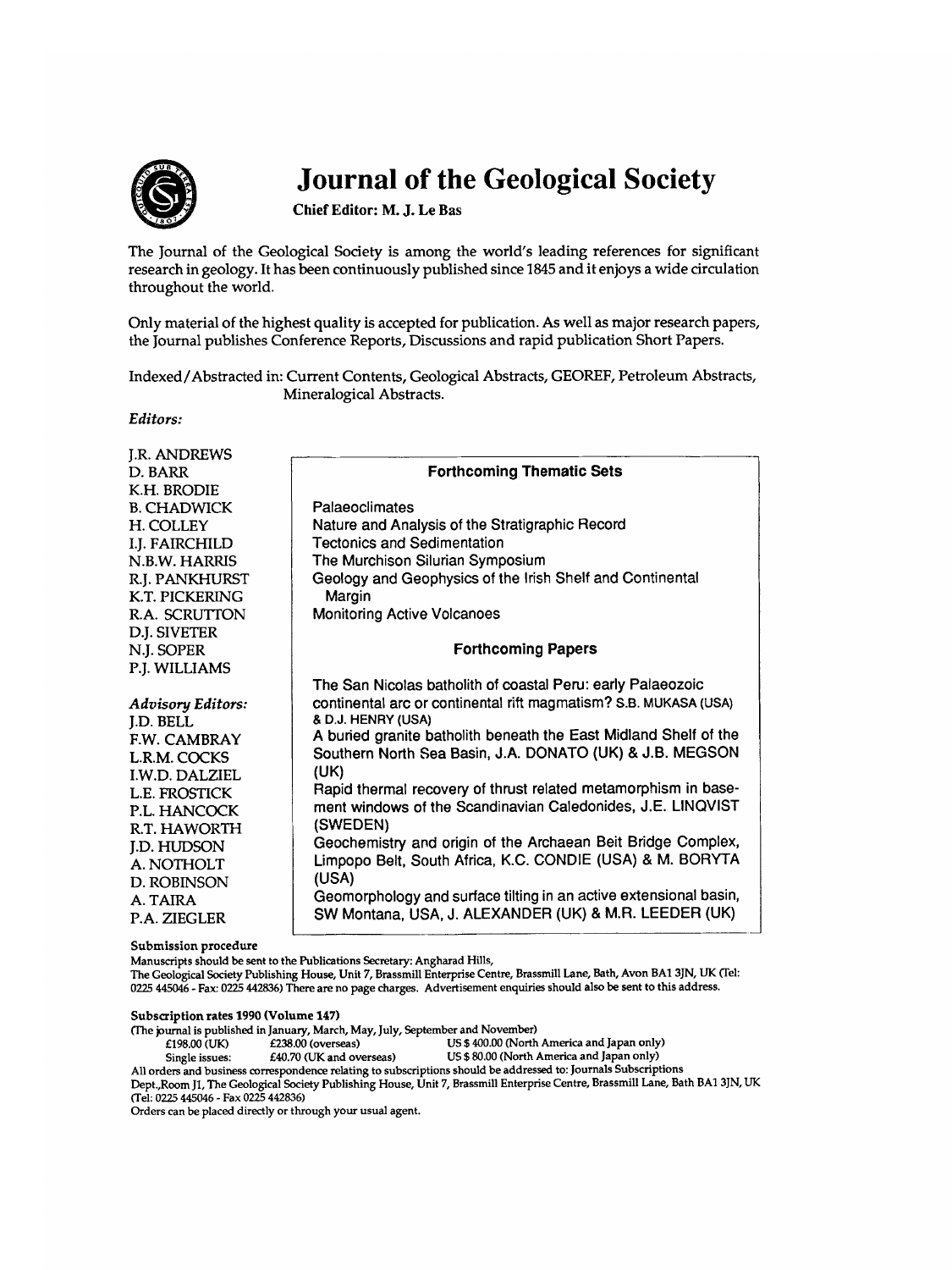# Journal of the Geological Society

**Chief Editor: M. J. Le Bas**

The Journal of the Geological Society is among the world's leading references for significant research in geology. It has been continuously published since 1845 and it enjoys a wide circulation throughout the world.

Only material of the highest quality is accepted for publication. As well as major research papers, the Journal publishes Conference Reports, Discussions and rapid publication Short Papers.

Indexed/Abstracted in: Current Contents, Geological Abstracts, GEOREF, Petroleum Abstracts, Mineralogical Abstracts.

*Editors:*

J.R. ANDREWS
D. BARR
K.H. BRODIE
B. CHADWICK
H. COLLEY
I.J. FAIRCHILD
N.B.W. HARRIS
R.J. PANKHURST
K.T. PICKERING
R.A. SCRUTTON
D.J. SIVETER
N.J. SOPER
P.J. WILLIAMS

*Advisory Editors:*

J.D. BELL
F.W. CAMBRAY
L.R.M. COCKS
I.W.D. DALZIEL
L.E. FROSTICK
P.L. HANCOCK
R.T. HAWORTH
J.D. HUDSON
A. NOTHOLT
D. ROBINSON
A. TAIRA
P.A. ZIEGLER

### Forthcoming Thematic Sets

- Palaeoclimates
- Nature and Analysis of the Stratigraphic Record
- Tectonics and Sedimentation
- The Murchison Silurian Symposium
- Geology and Geophysics of the Irish Shelf and Continental Margin
- Monitoring Active Volcanoes

### Forthcoming Papers

The San Nicolas batholith of coastal Peru: early Palaeozoic continental arc or continental rift magmatism? S.B. MUKASA (USA) & D.J. HENRY (USA)

A buried granite batholith beneath the East Midland Shelf of the Southern North Sea Basin, J.A. DONATO (UK) & J.B. MEGSON (UK)

Rapid thermal recovery of thrust related metamorphism in basement windows of the Scandinavian Caledonides, J.E. LINQVIST (SWEDEN)

Geochemistry and origin of the Archaean Beit Bridge Complex, Limpopo Belt, South Africa, K.C. CONDIE (USA) & M. BORYTA (USA)

Geomorphology and surface tilting in an active extensional basin, SW Montana, USA, J. ALEXANDER (UK) & M.R. LEEDER (UK)

**Submission procedure**

Manuscripts should be sent to the Publications Secretary: Angharad Hills, The Geological Society Publishing House, Unit 7, Brassmill Enterprise Centre, Brassmill Lane, Bath, Avon BA1 3JN, UK (Tel: 0225 445046 - Fax: 0225 442836) There are no page charges. Advertisement enquiries should also be sent to this address.

**Subscription rates 1990 (Volume 147)**

(The journal is published in January, March, May, July, September and November)

| | | |
|---|---|---|
| £198.00 (UK) | £238.00 (overseas) | US $ 400.00 (North America and Japan only) |
| Single issues: | £40.70 (UK and overseas) | US $ 80.00 (North America and Japan only) |

All orders and business correspondence relating to subscriptions should be addressed to: Journals Subscriptions Dept.,Room J1, The Geological Society Publishing House, Unit 7, Brassmill Enterprise Centre, Brassmill Lane, Bath BA1 3JN, UK (Tel: 0225 445046 - Fax 0225 442836)

Orders can be placed directly or through your usual agent.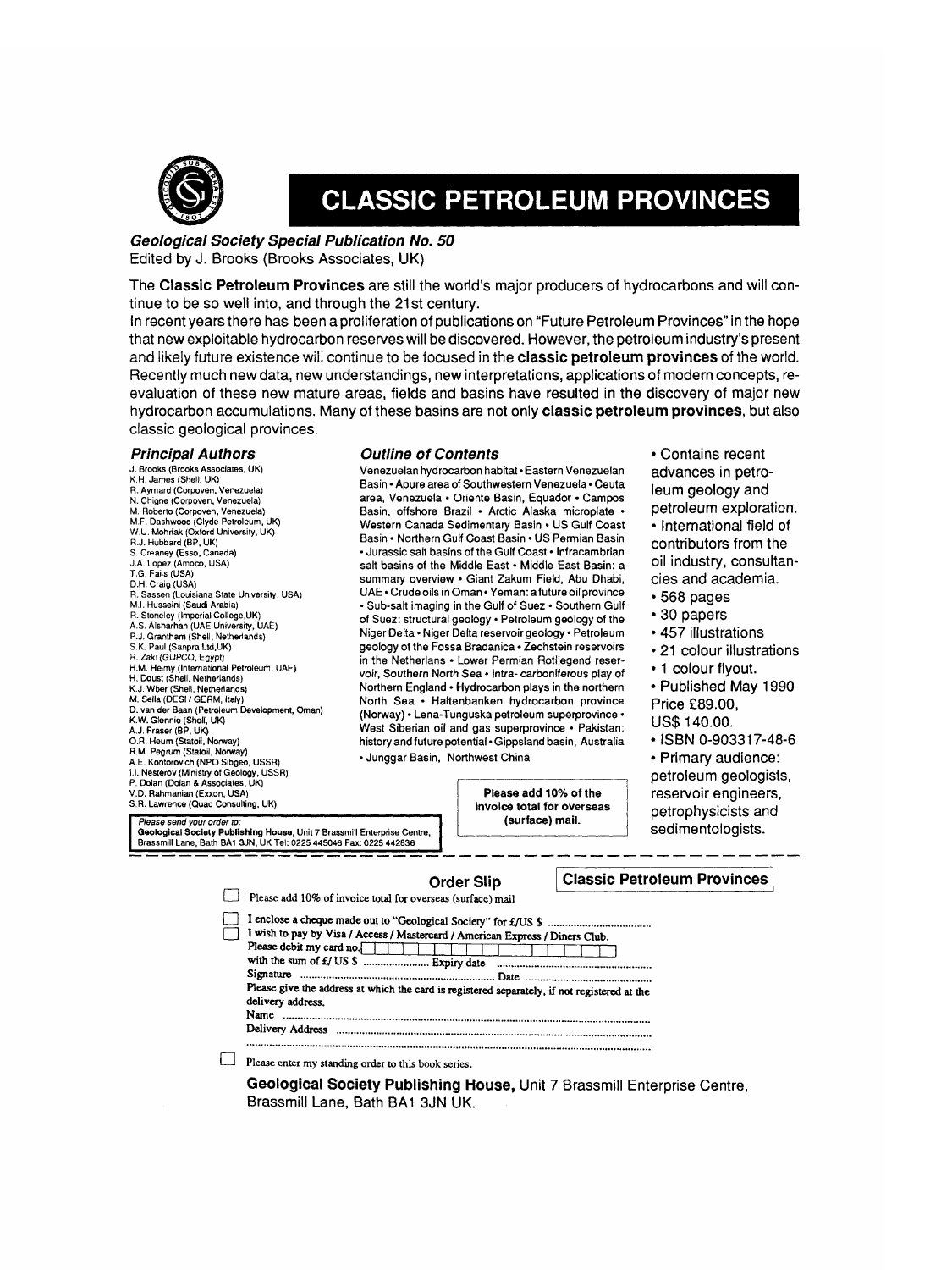# CLASSIC PETROLEUM PROVINCES

***Geological Society Special Publication No. 50***
Edited by J. Brooks (Brooks Associates, UK)

The **Classic Petroleum Provinces** are still the world's major producers of hydrocarbons and will continue to be so well into, and through the 21st century.
In recent years there has been a proliferation of publications on "Future Petroleum Provinces" in the hope that new exploitable hydrocarbon reserves will be discovered. However, the petroleum industry's present and likely future existence will continue to be focused in the **classic petroleum provinces** of the world. Recently much new data, new understandings, new interpretations, applications of modern concepts, re-evaluation of these new mature areas, fields and basins have resulted in the discovery of major new hydrocarbon accumulations. Many of these basins are not only **classic petroleum provinces**, but also classic geological provinces.

### *Principal Authors*

J. Brooks (Brooks Associates, UK)
K.H. James (Shell, UK)
R. Aymard (Corpoven, Venezuela)
N. Chigne (Corpoven, Venezuela)
M. Roberto (Corpoven, Venezuela)
M.F. Dashwood (Clyde Petroleum, UK)
W.U. Mohriak (Oxford University, UK)
R.J. Hubbard (BP, UK)
S. Creaney (Esso, Canada)
J.A. Lopez (Amoco, USA)
T.G. Fails (USA)
D.H. Craig (USA)
R. Sassen (Louisiana State University, USA)
M.I. Husseini (Saudi Arabia)
R. Stoneley (Imperial College,UK)
A.S. Alsharhan (UAE University, UAE)
P.J. Grantham (Shell, Netherlands)
S.K. Paul (Sanpra Ltd,UK)
R. Zaki (GUPCO, Egypt)
H.M. Helmy (International Petroleum, UAE)
H. Doust (Shell, Netherlands)
K.J. Wber (Shell, Netherlands)
M. Sella (DESI / GERM, Italy)
D. van der Baan (Petroleum Development, Oman)
K.W. Glennie (Shell, UK)
A.J. Fraser (BP, UK)
O.R. Heum (Statoil, Norway)
R.M. Pegrum (Statoil, Norway)
A.E. Kontorovich (NPO Sibgeo, USSR)
I.I. Nesterov (Ministry of Geology, USSR)
P. Dolan (Dolan & Associates, UK)
V.D. Rahmanian (Exxon, USA)
S.R. Lawrence (Quad Consulting, UK)

*Please send your order to:*
**Geological Society Publishing House**, Unit 7 Brassmill Enterprise Centre, Brassmill Lane, Bath BA1 3JN, UK Tel: 0225 445046 Fax: 0225 442836

### *Outline of Contents*

Venezuelan hydrocarbon habitat • Eastern Venezuelan Basin • Apure area of Southwestern Venezuela • Ceuta area, Venezuela • Oriente Basin, Equador • Campos Basin, offshore Brazil • Arctic Alaska microplate • Western Canada Sedimentary Basin • US Gulf Coast Basin • Northern Gulf Coast Basin • US Permian Basin • Jurassic salt basins of the Gulf Coast • Infracambrian salt basins of the Middle East • Middle East Basin: a summary overview • Giant Zakum Field, Abu Dhabi, UAE • Crude oils in Oman • Yemen: a future oil province • Sub-salt imaging in the Gulf of Suez • Southern Gulf of Suez: structural geology • Petroleum geology of the Niger Delta • Niger Delta reservoir geology • Petroleum geology of the Fossa Bradanica • Zechstein reservoirs in the Netherlands • Lower Permian Rotliegend reservoir, Southern North Sea • Intra- carboniferous play of Northern England • Hydrocarbon plays in the northern North Sea • Haltenbanken hydrocarbon province (Norway) • Lena-Tunguska petroleum superprovince • West Siberian oil and gas superprovince • Pakistan: history and future potential • Gippsland basin, Australia • Junggar Basin, Northwest China

**Please add 10% of the invoice total for overseas (surface) mail.**

- Contains recent advances in petroleum geology and petroleum exploration.
- International field of contributors from the oil industry, consultancies and academia.
- 568 pages
- 30 papers
- 457 illustrations
- 21 colour illustrations
- 1 colour flyout.
- Published May 1990 Price £89.00, US$ 140.00.
- ISBN 0-903317-48-6
- Primary audience: petroleum geologists, reservoir engineers, petrophysicists and sedimentologists.

---

## Order Slip

**Classic Petroleum Provinces**

☐ Please add 10% of invoice total for overseas (surface) mail

☐ I enclose a cheque made out to "Geological Society" for £/US $ ..................................
☐ I wish to pay by Visa / Access / Mastercard / American Express / Diners Club.
Please debit my card no. ☐☐☐☐☐☐☐☐☐☐☐☐☐☐☐☐
with the sum of £/ US $ ...................... Expiry date ....................................................
Signature ..................................................................... Date ..........................................
Please give the address at which the card is registered separately, if not registered at the delivery address.
Name ..........................................................................................................................
Delivery Address ..........................................................................................................
.....................................................................................................................................

☐ Please enter my standing order to this book series.

**Geological Society Publishing House,** Unit 7 Brassmill Enterprise Centre, Brassmill Lane, Bath BA1 3JN UK.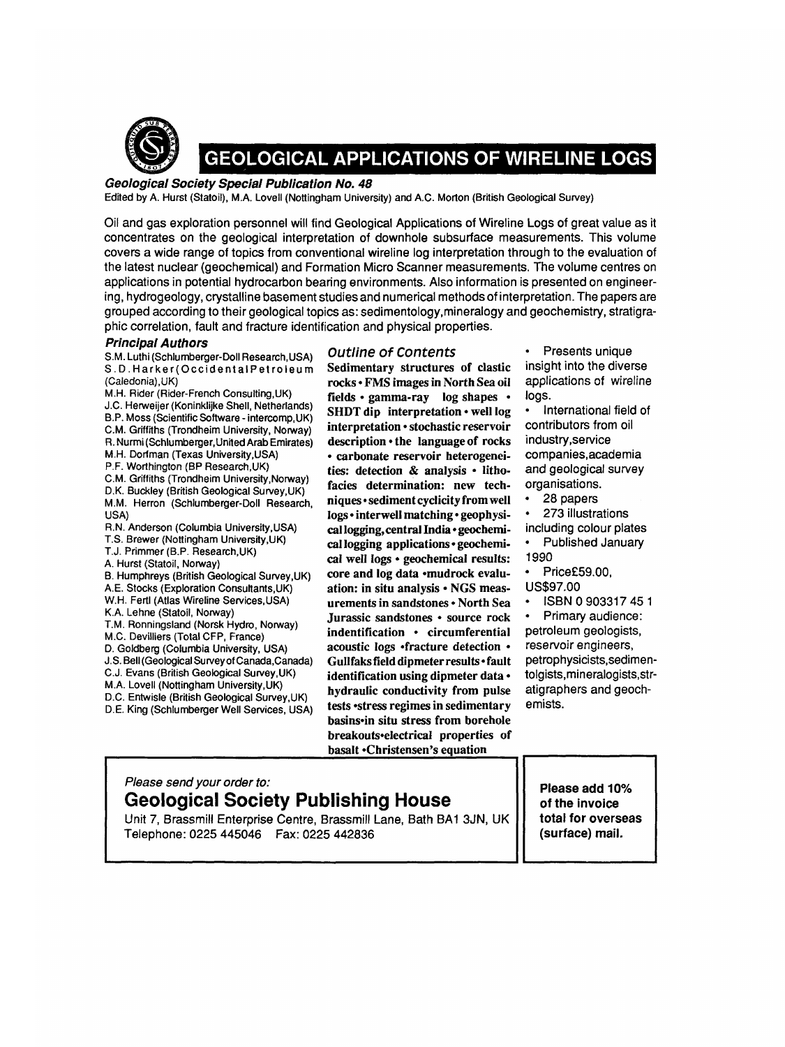# GEOLOGICAL APPLICATIONS OF WIRELINE LOGS

***Geological Society Special Publication No. 48***

Edited by A. Hurst (Statoil), M.A. Lovell (Nottingham University) and A.C. Morton (British Geological Survey)

Oil and gas exploration personnel will find Geological Applications of Wireline Logs of great value as it concentrates on the geological interpretation of downhole subsurface measurements. This volume covers a wide range of topics from conventional wireline log interpretation through to the evaluation of the latest nuclear (geochemical) and Formation Micro Scanner measurements. The volume centres on applications in potential hydrocarbon bearing environments. Also information is presented on engineering, hydrogeology, crystalline basement studies and numerical methods of interpretation. The papers are grouped according to their geological topics as: sedimentology, mineralogy and geochemistry, stratigraphic correlation, fault and fracture identification and physical properties.

### *Principal Authors*

S.M. Luthi (Schlumberger-Doll Research, USA)
S.D. Harker (Occidental Petroleum (Caledonia), UK)
M.H. Rider (Rider-French Consulting, UK)
J.C. Herweijer (Koninklijke Shell, Netherlands)
B.P. Moss (Scientific Software - intercomp, UK)
C.M. Griffiths (Trondheim University, Norway)
R. Nurmi (Schlumberger, United Arab Emirates)
M.H. Dorfman (Texas University, USA)
P.F. Worthington (BP Research, UK)
C.M. Griffiths (Trondheim University, Norway)
D.K. Buckley (British Geological Survey, UK)
M.M. Herron (Schlumberger-Doll Research, USA)
R.N. Anderson (Columbia University, USA)
T.S. Brewer (Nottingham University, UK)
T.J. Primmer (B.P. Research, UK)
A. Hurst (Statoil, Norway)
B. Humphreys (British Geological Survey, UK)
A.E. Stocks (Exploration Consultants, UK)
W.H. Fertl (Atlas Wireline Services, USA)
K.A. Lehne (Statoil, Norway)
T.M. Ronningsland (Norsk Hydro, Norway)
M.C. Devilliers (Total CFP, France)
D. Goldberg (Columbia University, USA)
J.S. Bell (Geological Survey of Canada, Canada)
C.J. Evans (British Geological Survey, UK)
M.A. Lovell (Nottingham University, UK)
D.C. Entwisle (British Geological Survey, UK)
D.E. King (Schlumberger Well Services, USA)

### *Outline of Contents*

**Sedimentary structures of clastic rocks • FMS images in North Sea oil fields • gamma-ray log shapes • SHDT dip interpretation • well log interpretation • stochastic reservoir description • the language of rocks • carbonate reservoir heterogeneities: detection & analysis • lithofacies determination: new techniques • sediment cyclicity from well logs • interwell matching • geophysical logging, central India • geochemical logging applications • geochemical well logs • geochemical results: core and log data • mudrock evaluation: in situ analysis • NGS measurements in sandstones • North Sea Jurassic sandstones • source rock indentification • circumferential acoustic logs • fracture detection • Gullfaks field dipmeter results • fault identification using dipmeter data • hydraulic conductivity from pulse tests • stress regimes in sedimentary basins • in situ stress from borehole breakouts • electrical properties of basalt • Christensen's equation**

- Presents unique insight into the diverse applications of wireline logs.
- International field of contributors from oil industry, service companies, academia and geological survey organisations.
- 28 papers
- 273 illustrations including colour plates
- Published January 1990
- Price £59.00, US$97.00
- ISBN 0 903317 45 1
- Primary audience: petroleum geologists, reservoir engineers, petrophysicists, sedimentolgists, mineralogists, stratigraphers and geochemists.

*Please send your order to:*

## Geological Society Publishing House

Unit 7, Brassmill Enterprise Centre, Brassmill Lane, Bath BA1 3JN, UK
Telephone: 0225 445046 Fax: 0225 442836

**Please add 10% of the invoice total for overseas (surface) mail.**